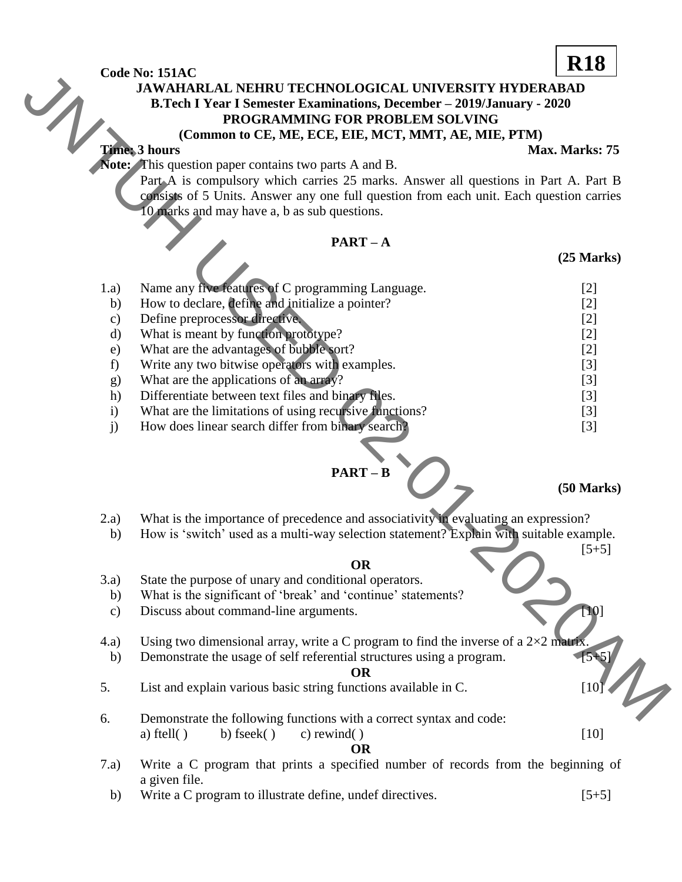**Code No: 151AC** **R18**

**JAWAHARLAL NEHRU TECHNOLOGICAL UNIVERSITY HYDERABAD**
**B.Tech I Year I Semester Examinations, December – 2019/January - 2020**
**PROGRAMMING FOR PROBLEM SOLVING**
**(Common to CE, ME, ECE, EIE, MCT, MMT, AE, MIE, PTM)**

**Time: 3 hours** **Max. Marks: 75**

**Note:** This question paper contains two parts A and B.
Part A is compulsory which carries 25 marks. Answer all questions in Part A. Part B consists of 5 Units. Answer any one full question from each unit. Each question carries 10 marks and may have a, b as sub questions.

## PART – A

**(25 Marks)**

1.a) Name any five features of C programming Language. [2]
b) How to declare, define and initialize a pointer? [2]
c) Define preprocessor directive. [2]
d) What is meant by function prototype? [2]
e) What are the advantages of bubble sort? [2]
f) Write any two bitwise operators with examples. [3]
g) What are the applications of an array? [3]
h) Differentiate between text files and binary files. [3]
i) What are the limitations of using recursive functions? [3]
j) How does linear search differ from binary search? [3]

## PART – B

**(50 Marks)**

2.a) What is the importance of precedence and associativity in evaluating an expression?
b) How is 'switch' used as a multi-way selection statement? Explain with suitable example. [5+5]

**OR**

3.a) State the purpose of unary and conditional operators.
b) What is the significant of 'break' and 'continue' statements?
c) Discuss about command-line arguments. [10]

4.a) Using two dimensional array, write a C program to find the inverse of a 2×2 matrix.
b) Demonstrate the usage of self referential structures using a program. [5+5]

**OR**

5. List and explain various basic string functions available in C. [10]

6. Demonstrate the following functions with a correct syntax and code:
a) ftell( ) b) fseek( ) c) rewind( ) [10]

**OR**

7.a) Write a C program that prints a specified number of records from the beginning of a given file.
b) Write a C program to illustrate define, undef directives. [5+5]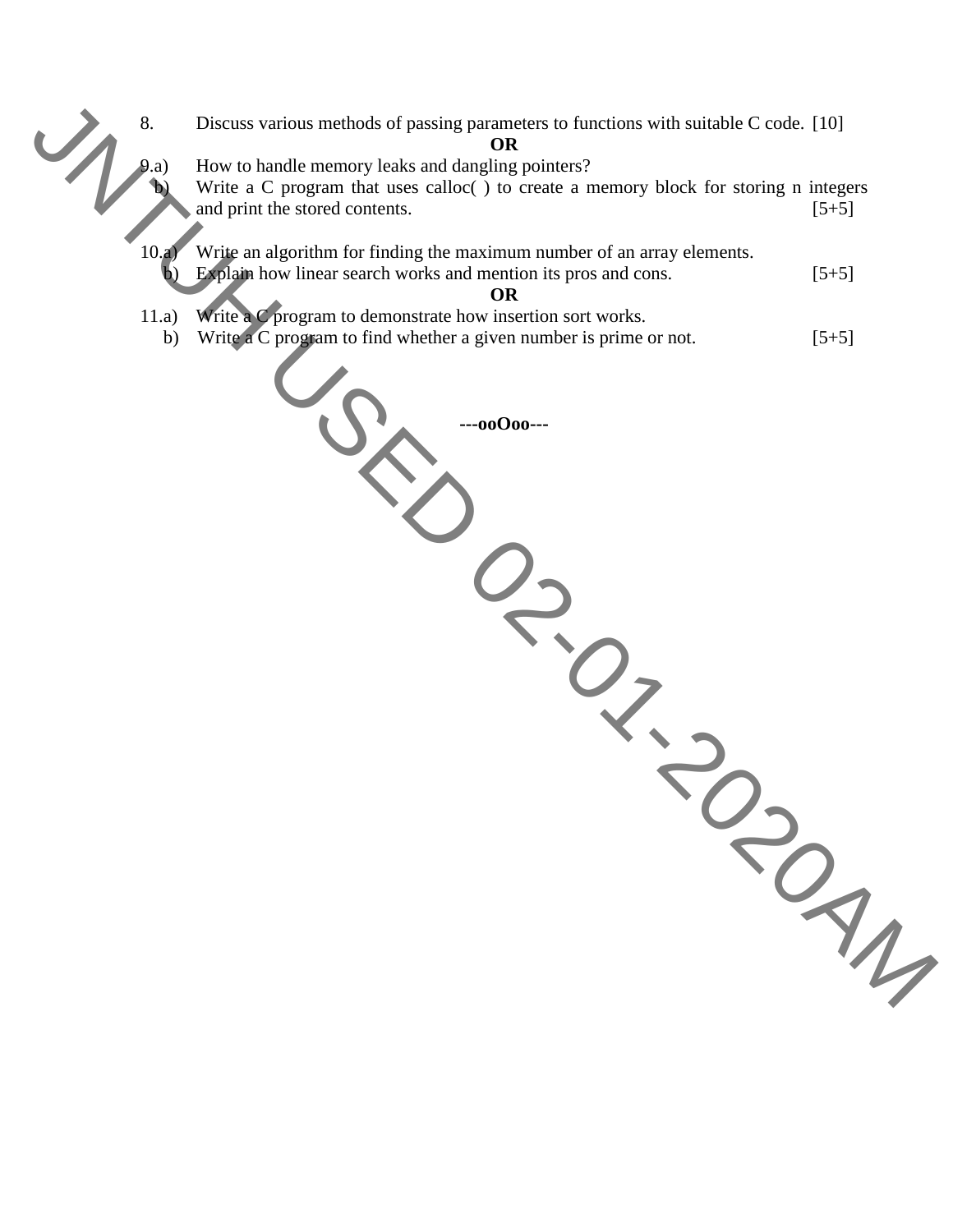8. Discuss various methods of passing parameters to functions with suitable C code. [10]

**OR**

9.a) How to handle memory leaks and dangling pointers?

b) Write a C program that uses calloc( ) to create a memory block for storing n integers and print the stored contents. [5+5]

10.a) Write an algorithm for finding the maximum number of an array elements.

b) Explain how linear search works and mention its pros and cons. [5+5]

**OR**

11.a) Write a C program to demonstrate how insertion sort works.

b) Write a C program to find whether a given number is prime or not. [5+5]

**---ooOoo---**